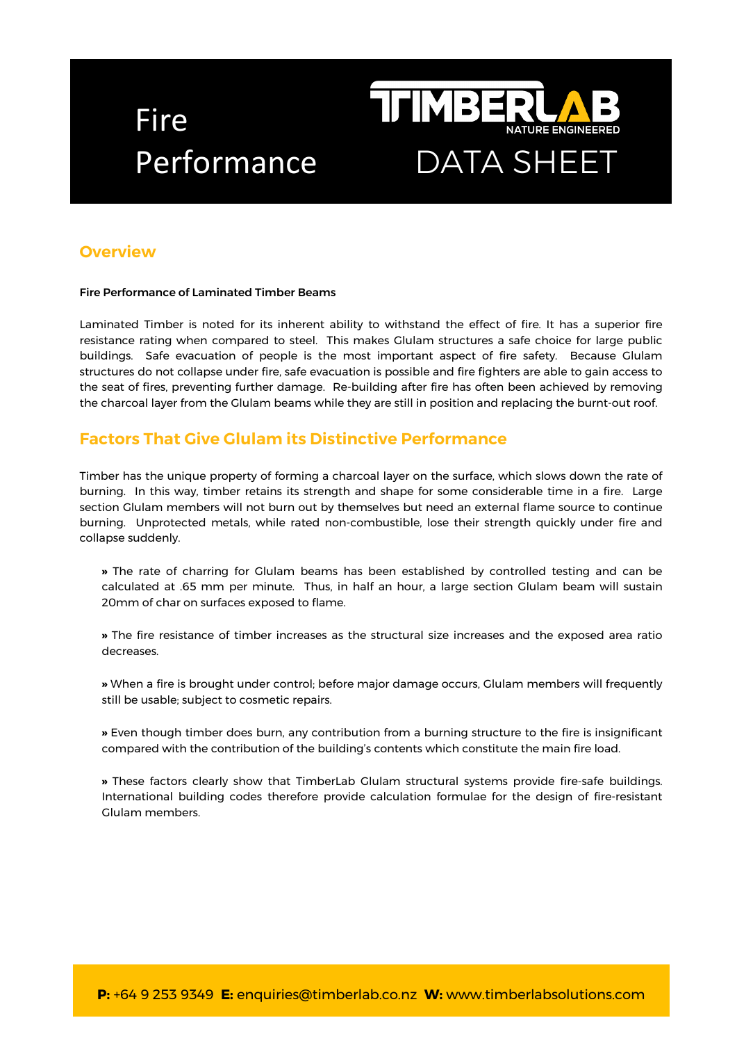# Fire Performance

TIMBERLAB NATURE ENGINEERED

DATA SHEET

## Overview

**Fire Performance of Laminated Timber Beams**

Laminated Timber is noted for its inherent ability to withstand the effect of fire. It has a superior fire resistance rating when compared to steel. This makes Glulam structures a safe choice for large public buildings. Safe evacuation of people is the most important aspect of fire safety. Because Glulam structures do not collapse under fire, safe evacuation is possible and fire fighters are able to gain access to the seat of fires, preventing further damage. Re-building after fire has often been achieved by removing the charcoal layer from the Glulam beams while they are still in position and replacing the burnt-out roof.

## Factors That Give Glulam its Distinctive Performance

Timber has the unique property of forming a charcoal layer on the surface, which slows down the rate of burning. In this way, timber retains its strength and shape for some considerable time in a fire. Large section Glulam members will not burn out by themselves but need an external flame source to continue burning. Unprotected metals, while rated non-combustible, lose their strength quickly under fire and collapse suddenly.

» The rate of charring for Glulam beams has been established by controlled testing and can be calculated at .65 mm per minute. Thus, in half an hour, a large section Glulam beam will sustain 20mm of char on surfaces exposed to flame.

» The fire resistance of timber increases as the structural size increases and the exposed area ratio decreases.

» When a fire is brought under control; before major damage occurs, Glulam members will frequently still be usable; subject to cosmetic repairs.

» Even though timber does burn, any contribution from a burning structure to the fire is insignificant compared with the contribution of the building's contents which constitute the main fire load.

» These factors clearly show that TimberLab Glulam structural systems provide fire-safe buildings. International building codes therefore provide calculation formulae for the design of fire-resistant Glulam members.

**P:** +64 9 253 9349 **E:** enquiries@timberlab.co.nz **W:** www.timberlabsolutions.com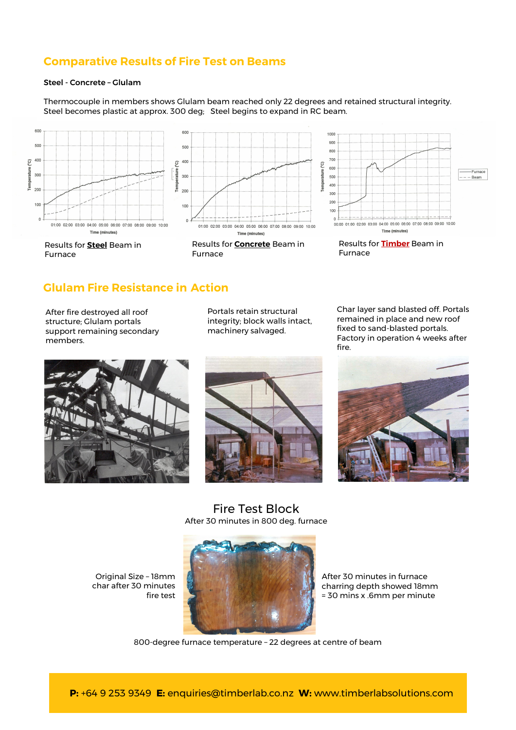## Comparative Results of Fire Test on Beams

**Steel - Concrete – Glulam**

Thermocouple in members shows Glulam beam reached only 22 degrees and retained structural integrity. Steel becomes plastic at approx. 300 deg; Steel begins to expand in RC beam.

600
500
400
300
200
100
0
Temperature (°C)
01:00 02:00 03:00 04:00 05:00 06:00 07:00 08:00 09:00 10:00
Time (minutes)

Results for **Steel** Beam in Furnace

600
500
400
300
200
100
0
Temperature (°C)
01:00 02:00 03:00 04:00 05:00 06:00 07:00 08:00 09:00 10:00
Time (minutes)

Results for **Concrete** Beam in Furnace

1000
900
800
700
600
500
400
300
200
100
0
Temperature (°C)
00:00 01:00 02:00 03:00 04:00 05:00 06:00 07:00 08:00 09:00 10:00
Time (minutes)
Furnace
Beam

Results for **Timber** Beam in Furnace

## Glulam Fire Resistance in Action

After fire destroyed all roof structure; Glulam portals support remaining secondary members.

Portals retain structural integrity; block walls intact, machinery salvaged.

Char layer sand blasted off. Portals remained in place and new roof fixed to sand-blasted portals. Factory in operation 4 weeks after fire.

### Fire Test Block

After 30 minutes in 800 deg. furnace

Original Size – 18mm char after 30 minutes fire test

After 30 minutes in furnace charring depth showed 18mm = 30 mins x .6mm per minute

800-degree furnace temperature – 22 degrees at centre of beam

**P:** +64 9 253 9349 **E:** enquiries@timberlab.co.nz **W:** www.timberlabsolutions.com